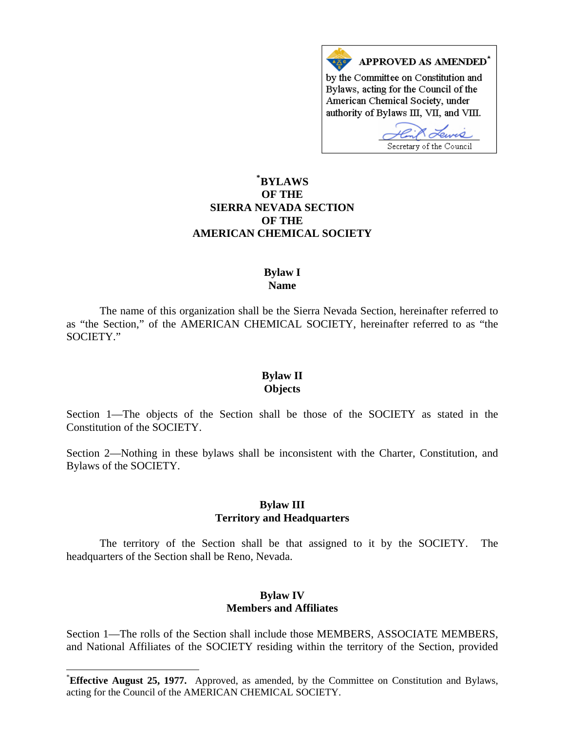APPROVED AS AMENDED*

by the Committee on Constitution and Bylaws, acting for the Council of the American Chemical Society, under authority of Bylaws III, VII, and VIII.

Secretary of the Council

# *BYLAWS OF THE SIERRA NEVADA SECTION OF THE AMERICAN CHEMICAL SOCIETY

## Bylaw I
## Name

The name of this organization shall be the Sierra Nevada Section, hereinafter referred to as "the Section," of the AMERICAN CHEMICAL SOCIETY, hereinafter referred to as "the SOCIETY."

## Bylaw II
## Objects

Section 1—The objects of the Section shall be those of the SOCIETY as stated in the Constitution of the SOCIETY.

Section 2—Nothing in these bylaws shall be inconsistent with the Charter, Constitution, and Bylaws of the SOCIETY.

## Bylaw III
## Territory and Headquarters

The territory of the Section shall be that assigned to it by the SOCIETY. The headquarters of the Section shall be Reno, Nevada.

## Bylaw IV
## Members and Affiliates

Section 1—The rolls of the Section shall include those MEMBERS, ASSOCIATE MEMBERS, and National Affiliates of the SOCIETY residing within the territory of the Section, provided

---

*__Effective August 25, 1977.__ Approved, as amended, by the Committee on Constitution and Bylaws, acting for the Council of the AMERICAN CHEMICAL SOCIETY.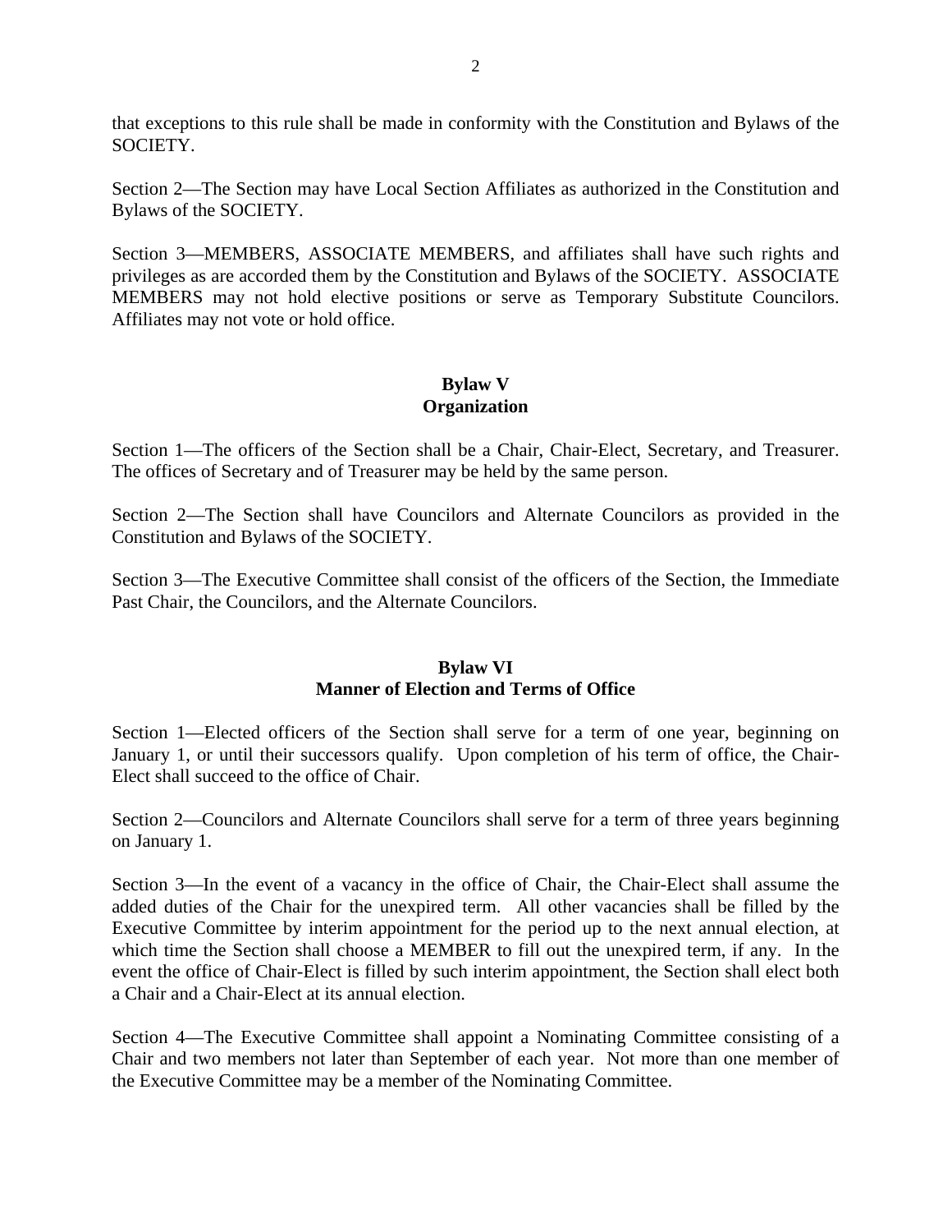that exceptions to this rule shall be made in conformity with the Constitution and Bylaws of the SOCIETY.

Section 2—The Section may have Local Section Affiliates as authorized in the Constitution and Bylaws of the SOCIETY.

Section 3—MEMBERS, ASSOCIATE MEMBERS, and affiliates shall have such rights and privileges as are accorded them by the Constitution and Bylaws of the SOCIETY. ASSOCIATE MEMBERS may not hold elective positions or serve as Temporary Substitute Councilors. Affiliates may not vote or hold office.

## Bylaw V
## Organization

Section 1—The officers of the Section shall be a Chair, Chair-Elect, Secretary, and Treasurer. The offices of Secretary and of Treasurer may be held by the same person.

Section 2—The Section shall have Councilors and Alternate Councilors as provided in the Constitution and Bylaws of the SOCIETY.

Section 3—The Executive Committee shall consist of the officers of the Section, the Immediate Past Chair, the Councilors, and the Alternate Councilors.

## Bylaw VI
## Manner of Election and Terms of Office

Section 1—Elected officers of the Section shall serve for a term of one year, beginning on January 1, or until their successors qualify. Upon completion of his term of office, the Chair-Elect shall succeed to the office of Chair.

Section 2—Councilors and Alternate Councilors shall serve for a term of three years beginning on January 1.

Section 3—In the event of a vacancy in the office of Chair, the Chair-Elect shall assume the added duties of the Chair for the unexpired term. All other vacancies shall be filled by the Executive Committee by interim appointment for the period up to the next annual election, at which time the Section shall choose a MEMBER to fill out the unexpired term, if any. In the event the office of Chair-Elect is filled by such interim appointment, the Section shall elect both a Chair and a Chair-Elect at its annual election.

Section 4—The Executive Committee shall appoint a Nominating Committee consisting of a Chair and two members not later than September of each year. Not more than one member of the Executive Committee may be a member of the Nominating Committee.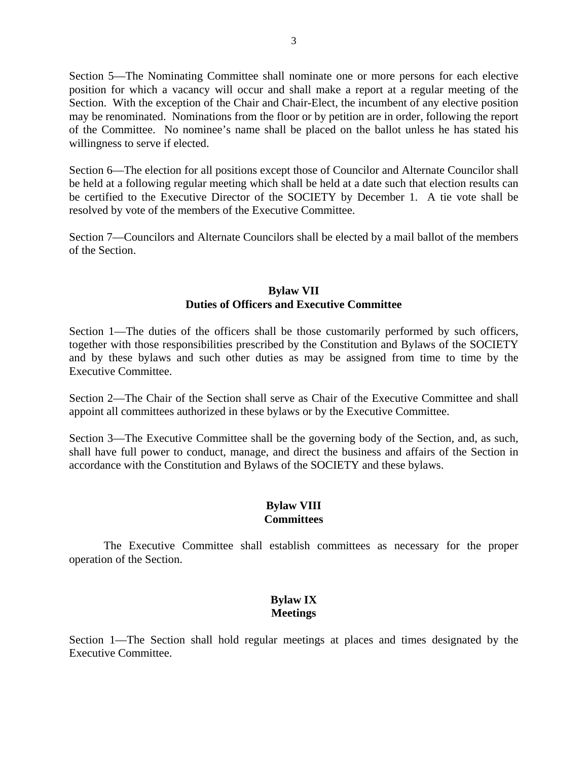Section 5—The Nominating Committee shall nominate one or more persons for each elective position for which a vacancy will occur and shall make a report at a regular meeting of the Section. With the exception of the Chair and Chair-Elect, the incumbent of any elective position may be renominated. Nominations from the floor or by petition are in order, following the report of the Committee. No nominee's name shall be placed on the ballot unless he has stated his willingness to serve if elected.

Section 6—The election for all positions except those of Councilor and Alternate Councilor shall be held at a following regular meeting which shall be held at a date such that election results can be certified to the Executive Director of the SOCIETY by December 1. A tie vote shall be resolved by vote of the members of the Executive Committee.

Section 7—Councilors and Alternate Councilors shall be elected by a mail ballot of the members of the Section.

## Bylaw VII
## Duties of Officers and Executive Committee

Section 1—The duties of the officers shall be those customarily performed by such officers, together with those responsibilities prescribed by the Constitution and Bylaws of the SOCIETY and by these bylaws and such other duties as may be assigned from time to time by the Executive Committee.

Section 2—The Chair of the Section shall serve as Chair of the Executive Committee and shall appoint all committees authorized in these bylaws or by the Executive Committee.

Section 3—The Executive Committee shall be the governing body of the Section, and, as such, shall have full power to conduct, manage, and direct the business and affairs of the Section in accordance with the Constitution and Bylaws of the SOCIETY and these bylaws.

## Bylaw VIII
## Committees

The Executive Committee shall establish committees as necessary for the proper operation of the Section.

## Bylaw IX
## Meetings

Section 1—The Section shall hold regular meetings at places and times designated by the Executive Committee.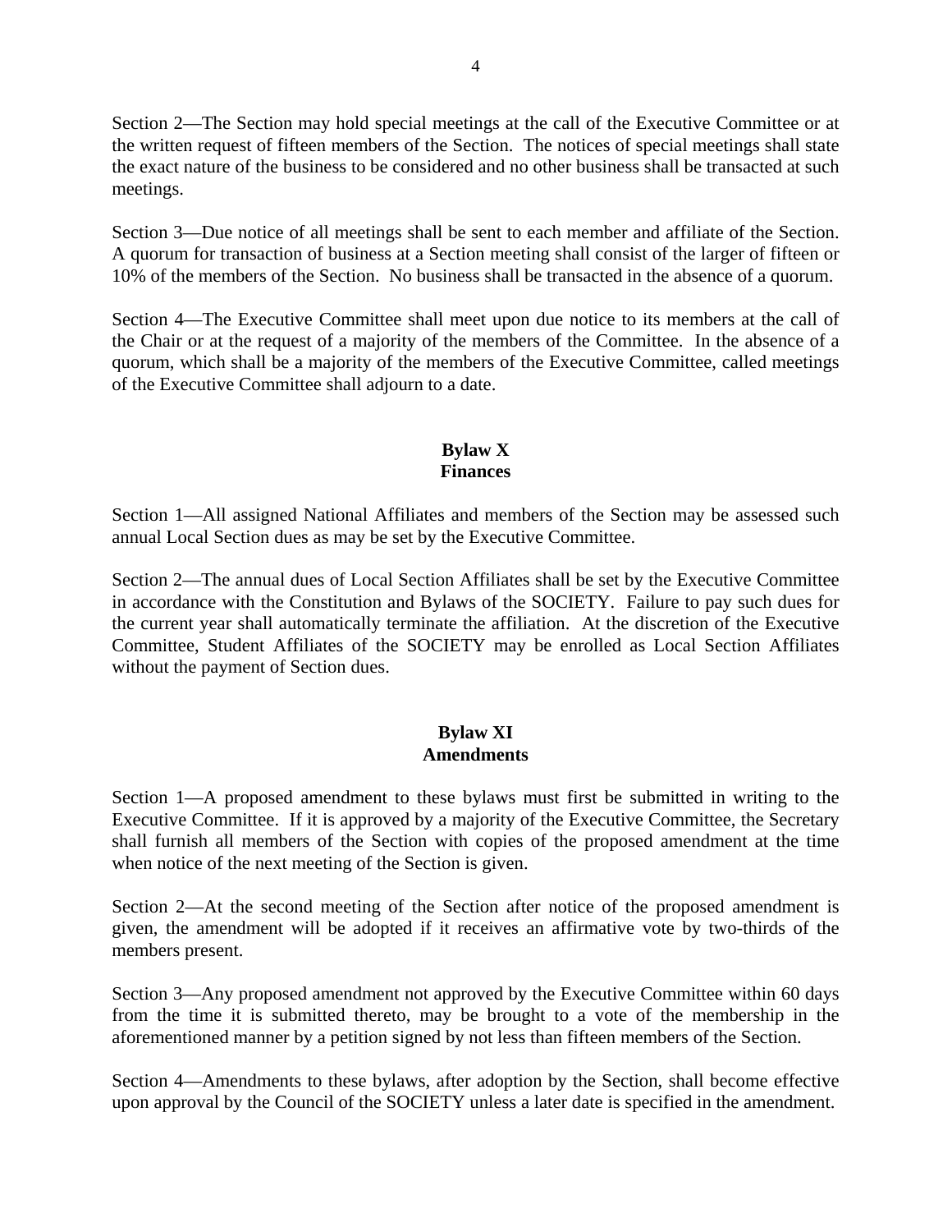Section 2—The Section may hold special meetings at the call of the Executive Committee or at the written request of fifteen members of the Section. The notices of special meetings shall state the exact nature of the business to be considered and no other business shall be transacted at such meetings.

Section 3—Due notice of all meetings shall be sent to each member and affiliate of the Section. A quorum for transaction of business at a Section meeting shall consist of the larger of fifteen or 10% of the members of the Section. No business shall be transacted in the absence of a quorum.

Section 4—The Executive Committee shall meet upon due notice to its members at the call of the Chair or at the request of a majority of the members of the Committee. In the absence of a quorum, which shall be a majority of the members of the Executive Committee, called meetings of the Executive Committee shall adjourn to a date.

## Bylaw X
## Finances

Section 1—All assigned National Affiliates and members of the Section may be assessed such annual Local Section dues as may be set by the Executive Committee.

Section 2—The annual dues of Local Section Affiliates shall be set by the Executive Committee in accordance with the Constitution and Bylaws of the SOCIETY. Failure to pay such dues for the current year shall automatically terminate the affiliation. At the discretion of the Executive Committee, Student Affiliates of the SOCIETY may be enrolled as Local Section Affiliates without the payment of Section dues.

## Bylaw XI
## Amendments

Section 1—A proposed amendment to these bylaws must first be submitted in writing to the Executive Committee. If it is approved by a majority of the Executive Committee, the Secretary shall furnish all members of the Section with copies of the proposed amendment at the time when notice of the next meeting of the Section is given.

Section 2—At the second meeting of the Section after notice of the proposed amendment is given, the amendment will be adopted if it receives an affirmative vote by two-thirds of the members present.

Section 3—Any proposed amendment not approved by the Executive Committee within 60 days from the time it is submitted thereto, may be brought to a vote of the membership in the aforementioned manner by a petition signed by not less than fifteen members of the Section.

Section 4—Amendments to these bylaws, after adoption by the Section, shall become effective upon approval by the Council of the SOCIETY unless a later date is specified in the amendment.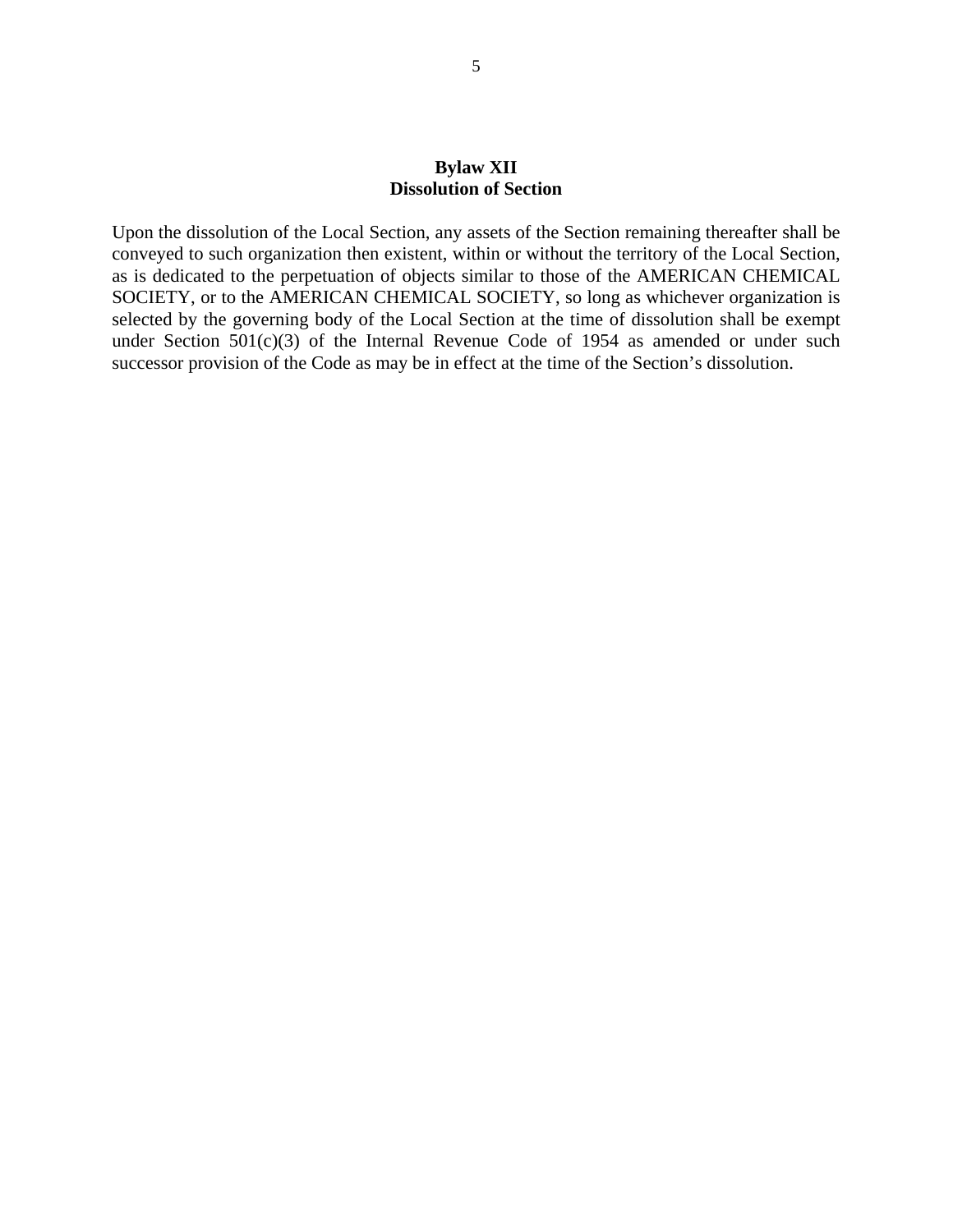## Bylaw XII
## Dissolution of Section

Upon the dissolution of the Local Section, any assets of the Section remaining thereafter shall be conveyed to such organization then existent, within or without the territory of the Local Section, as is dedicated to the perpetuation of objects similar to those of the AMERICAN CHEMICAL SOCIETY, or to the AMERICAN CHEMICAL SOCIETY, so long as whichever organization is selected by the governing body of the Local Section at the time of dissolution shall be exempt under Section 501(c)(3) of the Internal Revenue Code of 1954 as amended or under such successor provision of the Code as may be in effect at the time of the Section's dissolution.